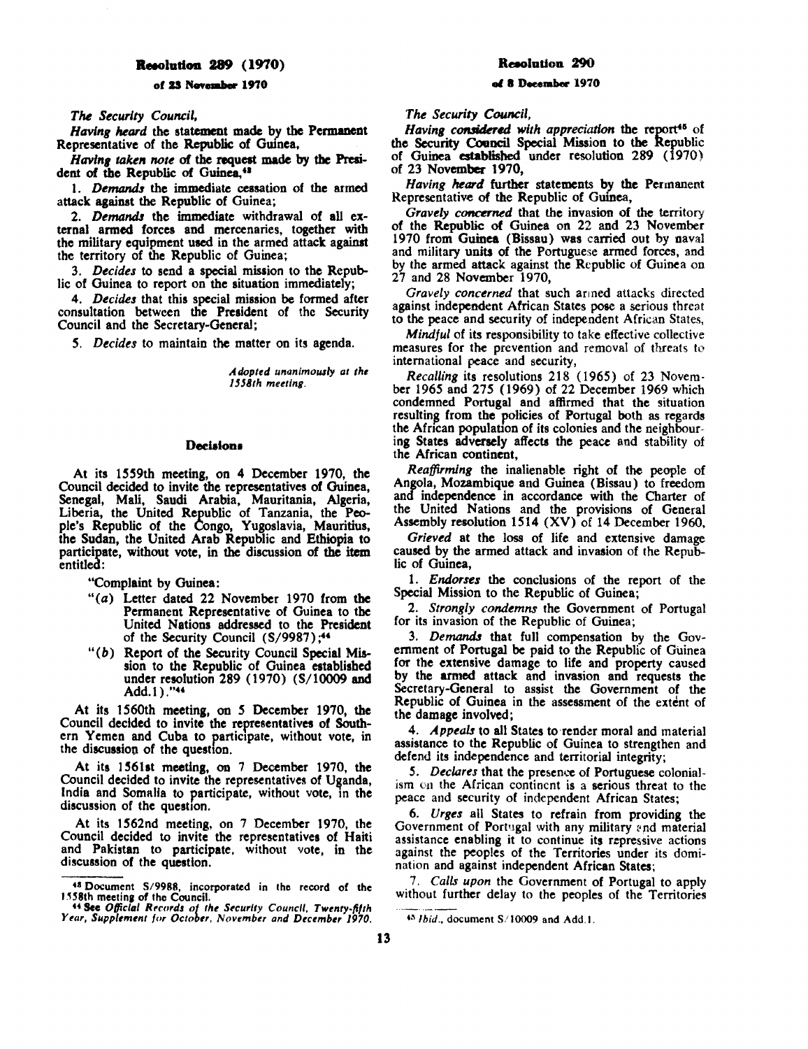## Resolution 289 (1970)

### of 23 November 1970

*The Security Council,*

*Having heard* the statement made by the Permanent Representative of the Republic of Guinea,

*Having taken note* of the request made by the President of the Republic of Guinea,[43]

1. *Demands* the immediate cessation of the armed attack against the Republic of Guinea;

2. *Demands* the immediate withdrawal of all external armed forces and mercenaries, together with the military equipment used in the armed attack against the territory of the Republic of Guinea;

3. *Decides* to send a special mission to the Republic of Guinea to report on the situation immediately;

4. *Decides* that this special mission be formed after consultation between the President of the Security Council and the Secretary-General;

5. *Decides* to maintain the matter on its agenda.

*Adopted unanimously at the 1558th meeting.*

### Decisions

At its 1559th meeting, on 4 December 1970, the Council decided to invite the representatives of Guinea, Senegal, Mali, Saudi Arabia, Mauritania, Algeria, Liberia, the United Republic of Tanzania, the People's Republic of the Congo, Yugoslavia, Mauritius, the Sudan, the United Arab Republic and Ethiopia to participate, without vote, in the discussion of the item entitled:

"Complaint by Guinea:

"(*a*) Letter dated 22 November 1970 from the Permanent Representative of Guinea to the United Nations addressed to the President of the Security Council (S/9987);[44]

"(*b*) Report of the Security Council Special Mission to the Republic of Guinea established under resolution 289 (1970) (S/10009 and Add.1)."[44]

At its 1560th meeting, on 5 December 1970, the Council decided to invite the representatives of Southern Yemen and Cuba to participate, without vote, in the discussion of the question.

At its 1561st meeting, on 7 December 1970, the Council decided to invite the representatives of Uganda, India and Somalia to participate, without vote, in the discussion of the question.

At its 1562nd meeting, on 7 December 1970, the Council decided to invite the representatives of Haiti and Pakistan to participate, without vote, in the discussion of the question.

[43] Document S/9988, incorporated in the record of the 1558th meeting of the Council.

[44] See *Official Records of the Security Council, Twenty-fifth Year, Supplement for October, November and December 1970.*

## Resolution 290

### of 8 December 1970

*The Security Council,*

*Having considered with appreciation* the report[45] of the Security Council Special Mission to the Republic of Guinea established under resolution 289 (1970) of 23 November 1970,

*Having heard* further statements by the Permanent Representative of the Republic of Guinea,

*Gravely concerned* that the invasion of the territory of the Republic of Guinea on 22 and 23 November 1970 from Guinea (Bissau) was carried out by naval and military units of the Portuguese armed forces, and by the armed attack against the Republic of Guinea on 27 and 28 November 1970,

*Gravely concerned* that such armed attacks directed against independent African States pose a serious threat to the peace and security of independent African States,

*Mindful* of its responsibility to take effective collective measures for the prevention and removal of threats to international peace and security,

*Recalling* its resolutions 218 (1965) of 23 November 1965 and 275 (1969) of 22 December 1969 which condemned Portugal and affirmed that the situation resulting from the policies of Portugal both as regards the African population of its colonies and the neighbouring States adversely affects the peace and stability of the African continent,

*Reaffirming* the inalienable right of the people of Angola, Mozambique and Guinea (Bissau) to freedom and independence in accordance with the Charter of the United Nations and the provisions of General Assembly resolution 1514 (XV) of 14 December 1960,

*Grieved* at the loss of life and extensive damage caused by the armed attack and invasion of the Republic of Guinea,

1. *Endorses* the conclusions of the report of the Special Mission to the Republic of Guinea;

2. *Strongly condemns* the Government of Portugal for its invasion of the Republic of Guinea;

3. *Demands* that full compensation by the Government of Portugal be paid to the Republic of Guinea for the extensive damage to life and property caused by the armed attack and invasion and requests the Secretary-General to assist the Government of the Republic of Guinea in the assessment of the extent of the damage involved;

4. *Appeals* to all States to render moral and material assistance to the Republic of Guinea to strengthen and defend its independence and territorial integrity;

5. *Declares* that the presence of Portuguese colonialism on the African continent is a serious threat to the peace and security of independent African States;

6. *Urges* all States to refrain from providing the Government of Portugal with any military and material assistance enabling it to continue its repressive actions against the peoples of the Territories under its domination and against independent African States;

7. *Calls upon* the Government of Portugal to apply without further delay to the peoples of the Territories

[45] *Ibid.*, document S/10009 and Add.1.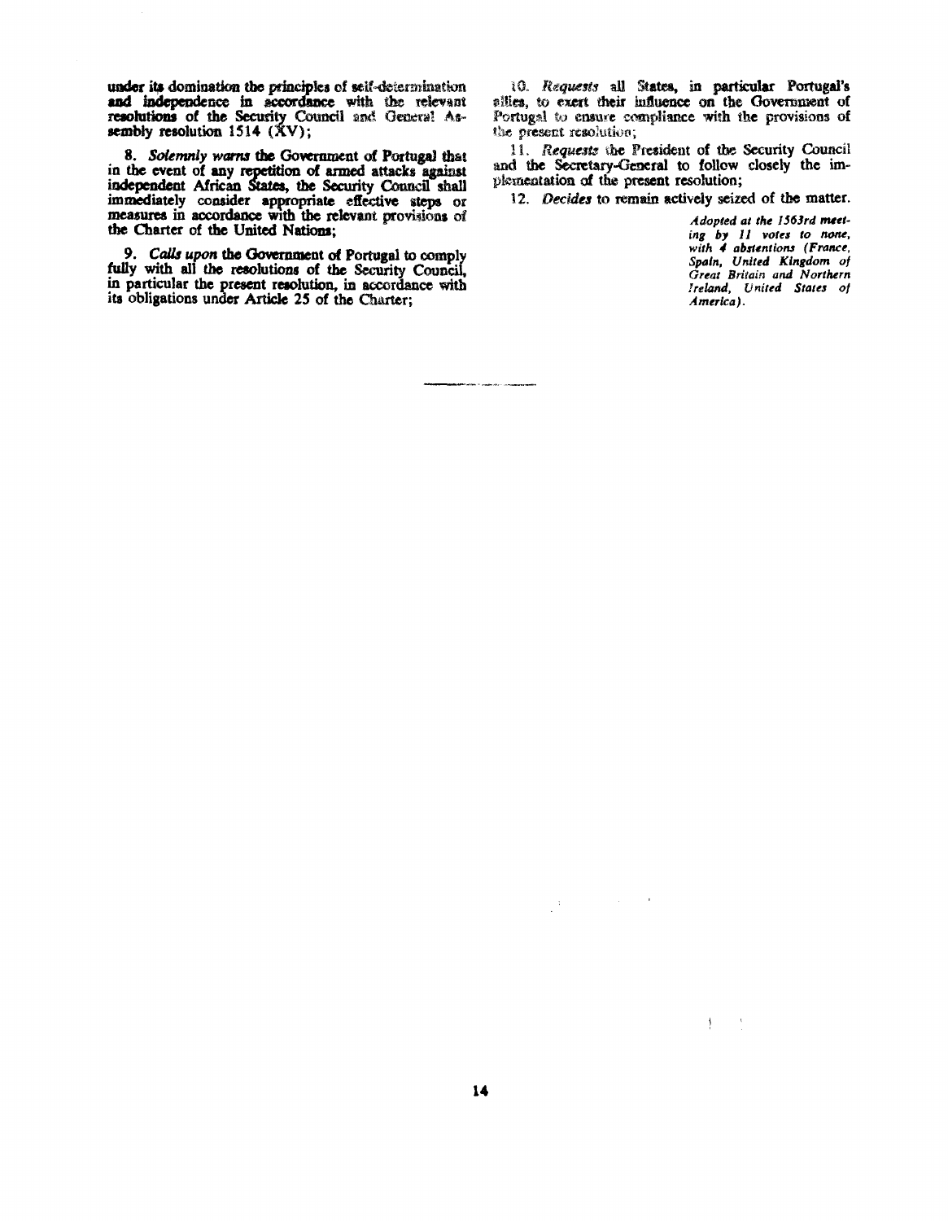under its domination the principles of self-determination and independence in accordance with the relevant resolutions of the Security Council and General Assembly resolution 1514 (XV);

8. *Solemnly warns* the Government of Portugal that in the event of any repetition of armed attacks against independent African States, the Security Council shall immediately consider appropriate effective steps or measures in accordance with the relevant provisions of the Charter of the United Nations;

9. *Calls upon* the Government of Portugal to comply fully with all the resolutions of the Security Council, in particular the present resolution, in accordance with its obligations under Article 25 of the Charter;

10. *Requests* all States, in particular Portugal's allies, to exert their influence on the Government of Portugal to ensure compliance with the provisions of the present resolution;

11. *Requests* the President of the Security Council and the Secretary-General to follow closely the implementation of the present resolution;

12. *Decides* to remain actively seized of the matter.

*Adopted at the 1563rd meeting by 11 votes to none, with 4 abstentions (France, Spain, United Kingdom of Great Britain and Northern Ireland, United States of America).*